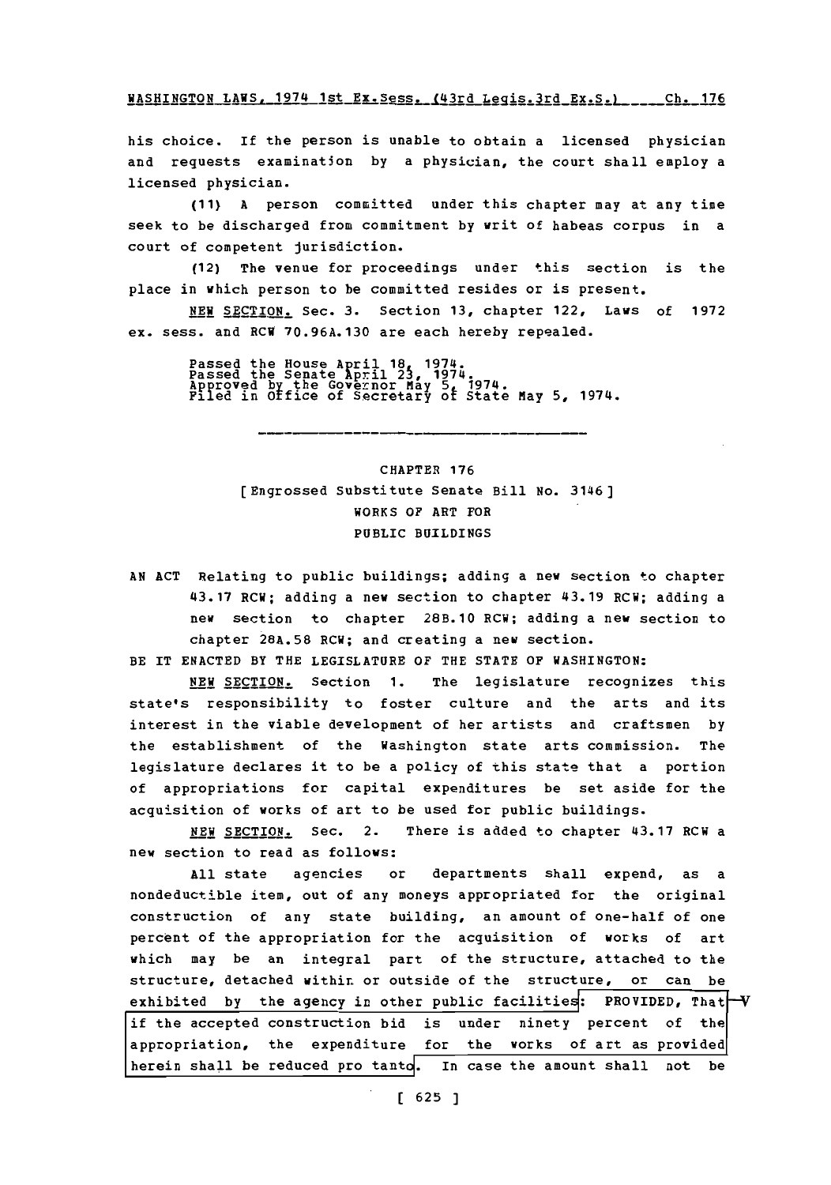his choice. If the person is unable to obtain a licensed physician and requests examination by a physician, the court shall employ a licensed physician.

(11) A person committed under this chapter may at any time seek to be discharged from commitment by writ of habeas corpus in a court of competent jurisdiction.

(12) The venue for proceedings under this section is the place in which person to be committed resides or is present.

NEW SECTION. Sec. 3. Section 13, chapter 122, Laws of 1972 ex. sess. and RCW 70.96A.130 are each hereby repealed.

Passed the House April 18, 1974.
Passed the Senate April 23, 1974.
Approved by the Governor May 5, 1974.
Filed in Office of Secretary of State May 5, 1974.

---

## CHAPTER 176

### [Engrossed Substitute Senate Bill No. 3146]

### WORKS OF ART FOR PUBLIC BUILDINGS

AN ACT Relating to public buildings; adding a new section to chapter 43.17 RCW; adding a new section to chapter 43.19 RCW; adding a new section to chapter 28B.10 RCW; adding a new section to chapter 28A.58 RCW; and creating a new section.

BE IT ENACTED BY THE LEGISLATURE OF THE STATE OF WASHINGTON:

NEW SECTION. Section 1. The legislature recognizes this state's responsibility to foster culture and the arts and its interest in the viable development of her artists and craftsmen by the establishment of the Washington state arts commission. The legislature declares it to be a policy of this state that a portion of appropriations for capital expenditures be set aside for the acquisition of works of art to be used for public buildings.

NEW SECTION. Sec. 2. There is added to chapter 43.17 RCW a new section to read as follows:

All state agencies or departments shall expend, as a nondeductible item, out of any moneys appropriated for the original construction of any state building, an amount of one-half of one percent of the appropriation for the acquisition of works of art which may be an integral part of the structure, attached to the structure, detached within or outside of the structure, or can be exhibited by the agency in other public facilities: PROVIDED, That if the accepted construction bid is under ninety percent of the appropriation, the expenditure for the works of art as provided herein shall be reduced pro tanto. In case the amount shall not be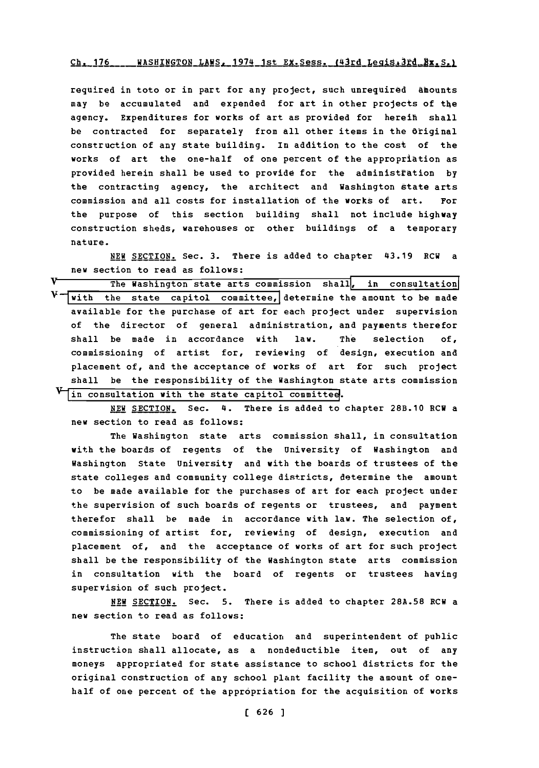required in toto or in part for any project, such unrequired amounts may be accumulated and expended for art in other projects of the agency. Expenditures for works of art as provided for herein shall be contracted for separately from all other items in the original construction of any state building. In addition to the cost of the works of art the one-half of one percent of the appropriation as provided herein shall be used to provide for the administration by the contracting agency, the architect and Washington state arts commission and all costs for installation of the works of art. For the purpose of this section building shall not include highway construction sheds, warehouses or other buildings of a temporary nature.

NEW SECTION. Sec. 3. There is added to chapter 43.19 RCW a new section to read as follows:

The Washington state arts commission shall, in consultation with the state capitol committee, determine the amount to be made available for the purchase of art for each project under supervision of the director of general administration, and payments therefor shall be made in accordance with law. The selection of, commissioning of artist for, reviewing of design, execution and placement of, and the acceptance of works of art for such project shall be the responsibility of the Washington state arts commission in consultation with the state capitol committee.

NEW SECTION. Sec. 4. There is added to chapter 28B.10 RCW a new section to read as follows:

The Washington state arts commission shall, in consultation with the boards of regents of the University of Washington and Washington State University and with the boards of trustees of the state colleges and community college districts, determine the amount to be made available for the purchases of art for each project under the supervision of such boards of regents or trustees, and payment therefor shall be made in accordance with law. The selection of, commissioning of artist for, reviewing of design, execution and placement of, and the acceptance of works of art for such project shall be the responsibility of the Washington state arts commission in consultation with the board of regents or trustees having supervision of such project.

NEW SECTION. Sec. 5. There is added to chapter 28A.58 RCW a new section to read as follows:

The state board of education and superintendent of public instruction shall allocate, as a nondeductible item, out of any moneys appropriated for state assistance to school districts for the original construction of any school plant facility the amount of one-half of one percent of the appropriation for the acquisition of works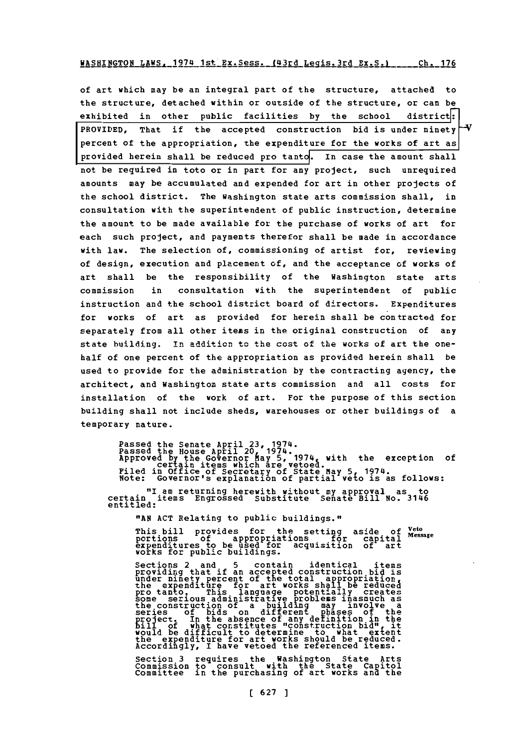of art which may be an integral part of the structure, attached to the structure, detached within or outside of the structure, or can be exhibited in other public facilities by the school district: PROVIDED, That if the accepted construction bid is under ninety percent of the appropriation, the expenditure for the works of art as provided herein shall be reduced pro tanto. In case the amount shall not be required in toto or in part for any project, such unrequired amounts may be accumulated and expended for art in other projects of the school district. The Washington state arts commission shall, in consultation with the superintendent of public instruction, determine the amount to be made available for the purchase of works of art for each such project, and payments therefor shall be made in accordance with law. The selection of, commissioning of artist for, reviewing of design, execution and placement of, and the acceptance of works of art shall be the responsibility of the Washington state arts commission in consultation with the superintendent of public instruction and the school district board of directors. Expenditures for works of art as provided for herein shall be contracted for separately from all other items in the original construction of any state building. In addition to the cost of the works of art the one-half of one percent of the appropriation as provided herein shall be used to provide for the administration by the contracting agency, the architect, and Washington state arts commission and all costs for installation of the work of art. For the purpose of this section building shall not include sheds, warehouses or other buildings of a temporary nature.

Passed the Senate April 23, 1974.
Passed the House April 20, 1974.
Approved by the Governor May 5, 1974, with the exception of certain items which are vetoed.
Filed in Office of Secretary of State May 5, 1974.
Note: Governor's explanation of partial veto is as follows:

"I am returning herewith without my approval as to certain items Engrossed Substitute Senate Bill No. 3146 entitled:

"AN ACT Relating to public buildings."

Veto Message

This bill provides for the setting aside of portions of appropriations for capital expenditures to be used for acquisition of art works for public buildings.

Sections 2 and 5 contain identical items providing that if an accepted construction bid is under ninety percent of the total appropriation, the expenditure for art works shall be reduced pro tanto. This language potentially creates some serious administrative problems inasmuch as the construction of a building may involve a series of bids on different phases of the project. In the absence of any definition in the bill of what constitutes "construction bid", it would be difficult to determine to what extent the expenditure for art works should be reduced. Accordingly, I have vetoed the referenced items.

Section 3 requires the Washington State Arts Commission to consult with the State Capitol Committee in the purchasing of art works and the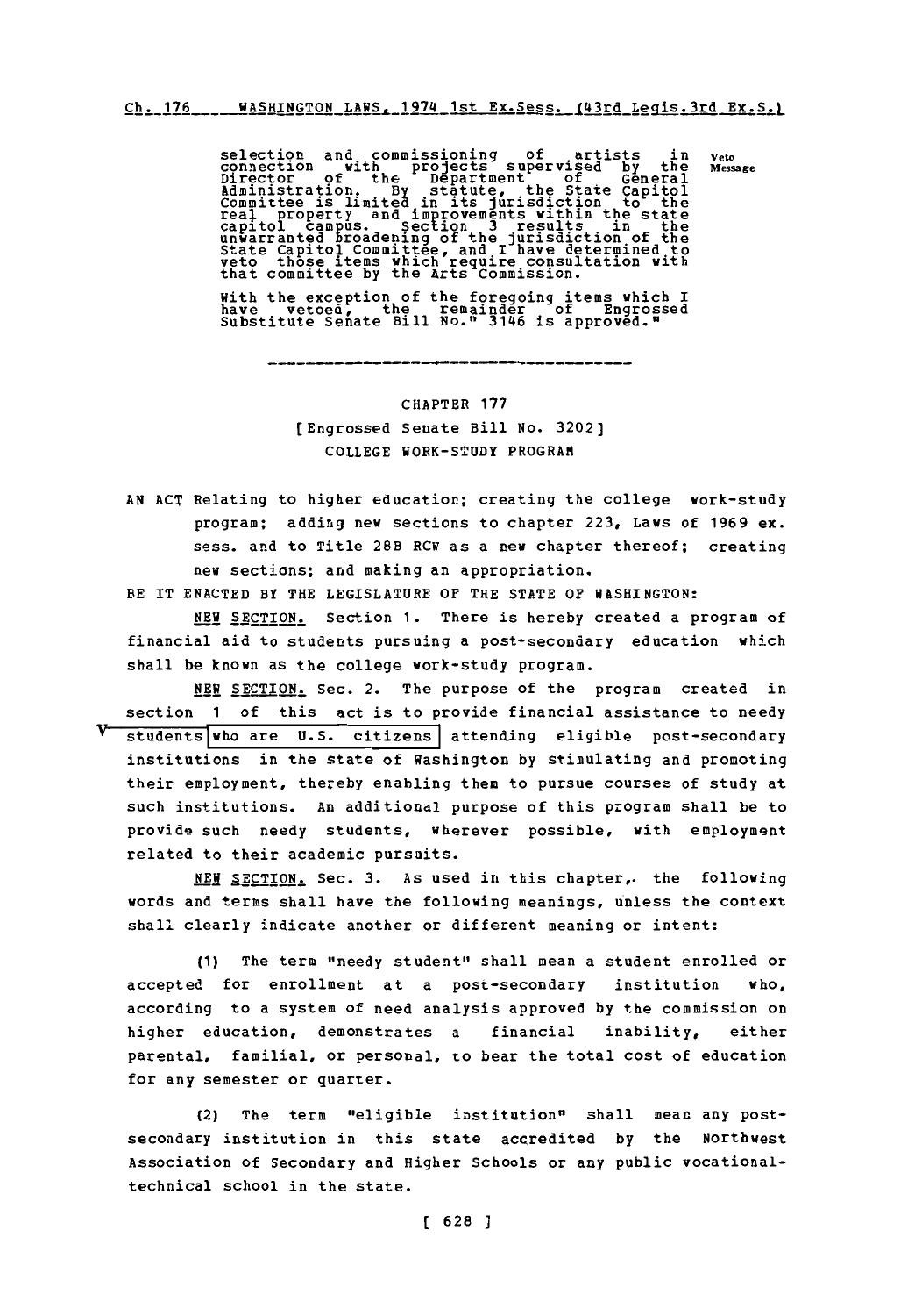selection and commissioning of artists in connection with projects supervised by the Director of the Department of General Administration. By statute, the State Capitol Committee is limited in its jurisdiction to the real property and improvements within the state capitol campus. Section 3 results in the unwarranted broadening of the jurisdiction of the State Capitol Committee, and I have determined to veto those items which require consultation with that committee by the Arts Commission.

With the exception of the foregoing items which I have vetoed, the remainder of Engrossed Substitute Senate Bill No." 3146 is approved."

Veto Message

---

## CHAPTER 177

### [Engrossed Senate Bill No. 3202]

### COLLEGE WORK-STUDY PROGRAM

AN ACT Relating to higher education; creating the college work-study program; adding new sections to chapter 223, Laws of 1969 ex. sess. and to Title 28B RCW as a new chapter thereof; creating new sections; and making an appropriation.

BE IT ENACTED BY THE LEGISLATURE OF THE STATE OF WASHINGTON:

NEW SECTION. Section 1. There is hereby created a program of financial aid to students pursuing a post-secondary education which shall be known as the college work-study program.

NEW SECTION. Sec. 2. The purpose of the program created in section 1 of this act is to provide financial assistance to needy students who are U.S. citizens attending eligible post-secondary institutions in the state of Washington by stimulating and promoting their employment, thereby enabling them to pursue courses of study at such institutions. An additional purpose of this program shall be to provide such needy students, wherever possible, with employment related to their academic pursuits.

NEW SECTION. Sec. 3. As used in this chapter, the following words and terms shall have the following meanings, unless the context shall clearly indicate another or different meaning or intent:

(1) The term "needy student" shall mean a student enrolled or accepted for enrollment at a post-secondary institution who, according to a system of need analysis approved by the commission on higher education, demonstrates a financial inability, either parental, familial, or personal, to bear the total cost of education for any semester or quarter.

(2) The term "eligible institution" shall mean any post-secondary institution in this state accredited by the Northwest Association of Secondary and Higher Schools or any public vocational-technical school in the state.